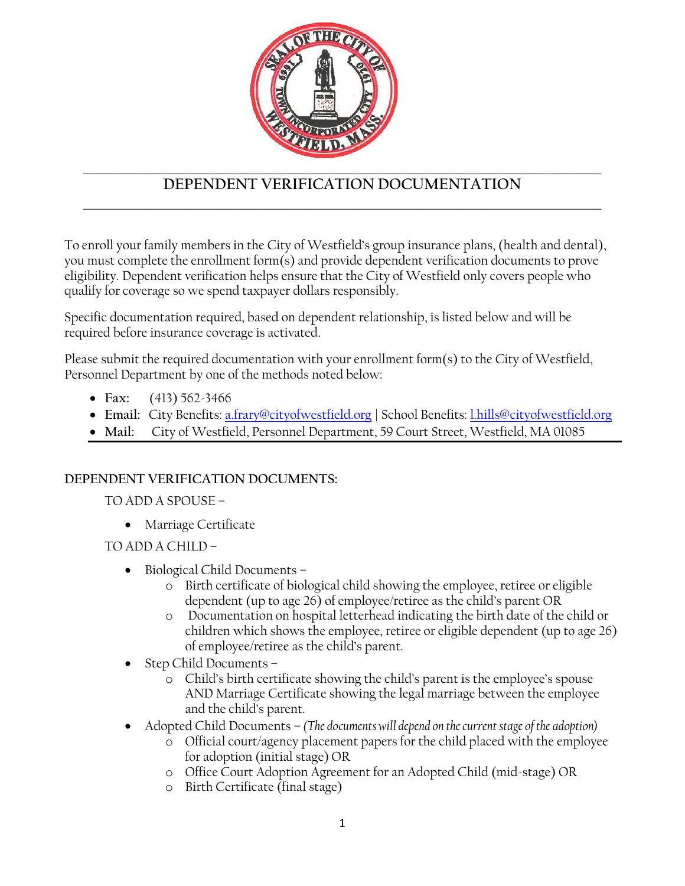# DEPENDENT VERIFICATION DOCUMENTATION

To enroll your family members in the City of Westfield's group insurance plans, (health and dental), you must complete the enrollment form(s) and provide dependent verification documents to prove eligibility. Dependent verification helps ensure that the City of Westfield only covers people who qualify for coverage so we spend taxpayer dollars responsibly.

Specific documentation required, based on dependent relationship, is listed below and will be required before insurance coverage is activated.

Please submit the required documentation with your enrollment form(s) to the City of Westfield, Personnel Department by one of the methods noted below:

- **Fax:** (413) 562-3466
- **Email:** City Benefits: a.frary@cityofwestfield.org | School Benefits: l.hills@cityofwestfield.org
- **Mail:** City of Westfield, Personnel Department, 59 Court Street, Westfield, MA 01085

**DEPENDENT VERIFICATION DOCUMENTS:**

TO ADD A SPOUSE –

- Marriage Certificate

TO ADD A CHILD –

- Biological Child Documents –
  - Birth certificate of biological child showing the employee, retiree or eligible dependent (up to age 26) of employee/retiree as the child's parent OR
  - Documentation on hospital letterhead indicating the birth date of the child or children which shows the employee, retiree or eligible dependent (up to age 26) of employee/retiree as the child's parent.
- Step Child Documents –
  - Child's birth certificate showing the child's parent is the employee's spouse AND Marriage Certificate showing the legal marriage between the employee and the child's parent.
- Adopted Child Documents – *(The documents will depend on the current stage of the adoption)*
  - Official court/agency placement papers for the child placed with the employee for adoption (initial stage) OR
  - Office Court Adoption Agreement for an Adopted Child (mid-stage) OR
  - Birth Certificate (final stage)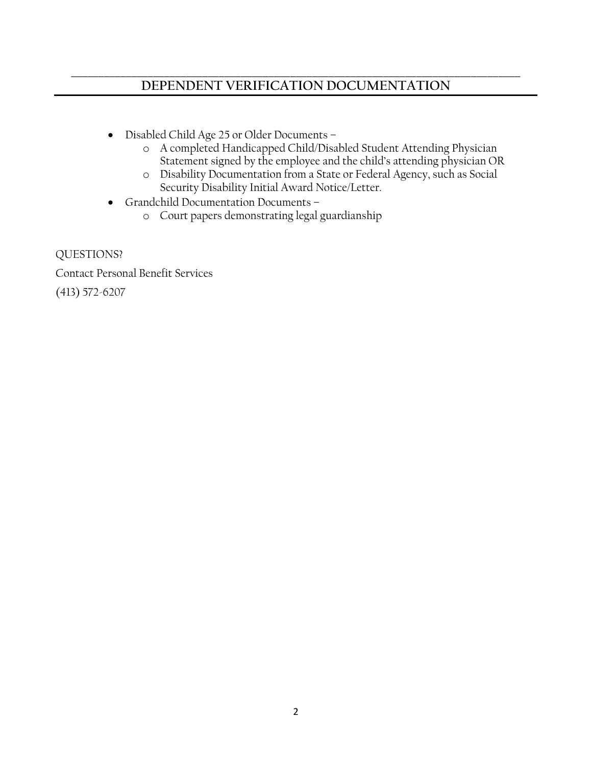## DEPENDENT VERIFICATION DOCUMENTATION

- Disabled Child Age 25 or Older Documents –
  - A completed Handicapped Child/Disabled Student Attending Physician Statement signed by the employee and the child's attending physician OR
  - Disability Documentation from a State or Federal Agency, such as Social Security Disability Initial Award Notice/Letter.
- Grandchild Documentation Documents –
  - Court papers demonstrating legal guardianship

QUESTIONS?

Contact Personal Benefit Services

(413) 572-6207